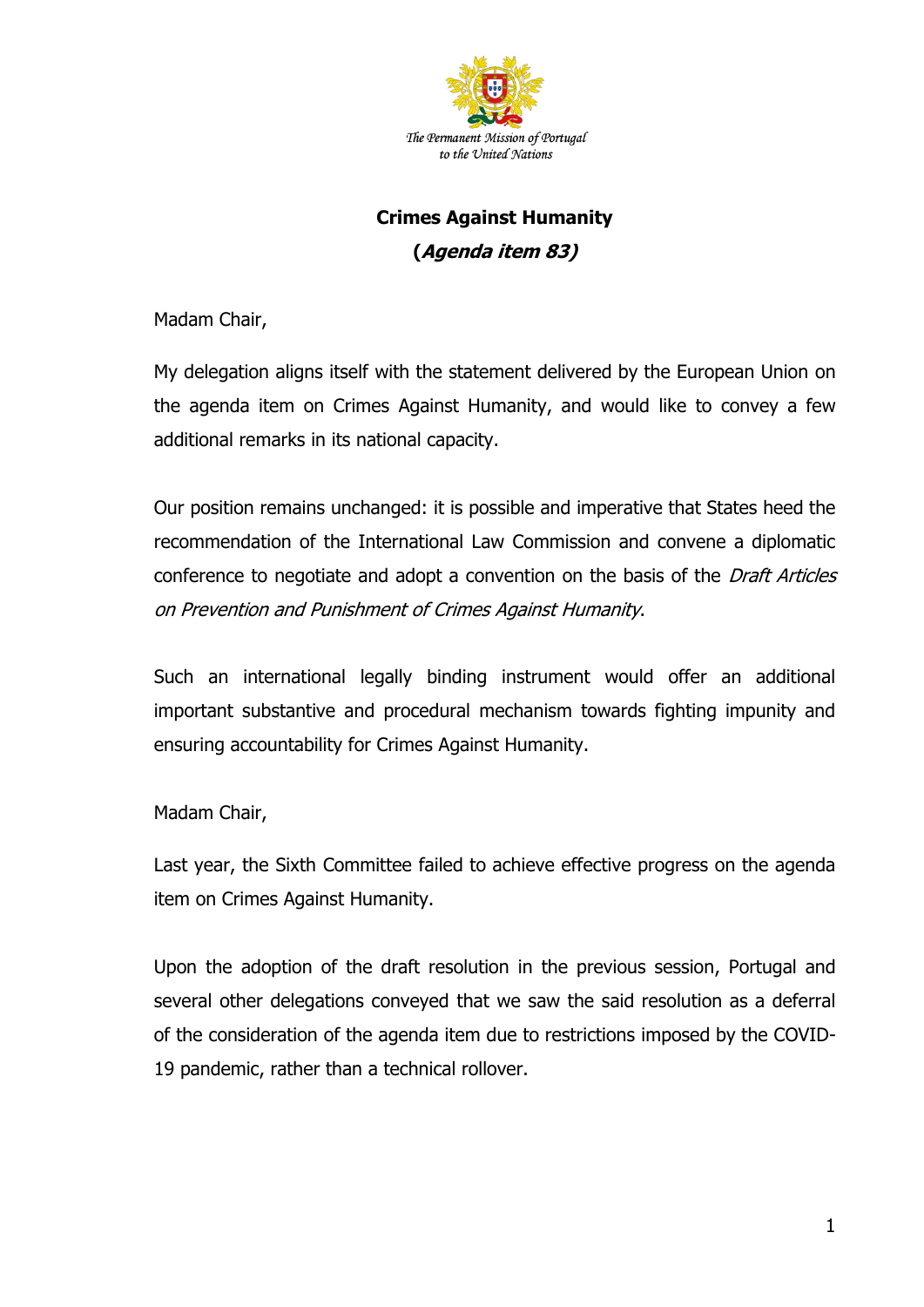The Permanent Mission of Portugal
to the United Nations

# Crimes Against Humanity

## (*Agenda item 83)*

Madam Chair,

My delegation aligns itself with the statement delivered by the European Union on the agenda item on Crimes Against Humanity, and would like to convey a few additional remarks in its national capacity.

Our position remains unchanged: it is possible and imperative that States heed the recommendation of the International Law Commission and convene a diplomatic conference to negotiate and adopt a convention on the basis of the *Draft Articles on Prevention and Punishment of Crimes Against Humanity*.

Such an international legally binding instrument would offer an additional important substantive and procedural mechanism towards fighting impunity and ensuring accountability for Crimes Against Humanity.

Madam Chair,

Last year, the Sixth Committee failed to achieve effective progress on the agenda item on Crimes Against Humanity.

Upon the adoption of the draft resolution in the previous session, Portugal and several other delegations conveyed that we saw the said resolution as a deferral of the consideration of the agenda item due to restrictions imposed by the COVID-19 pandemic, rather than a technical rollover.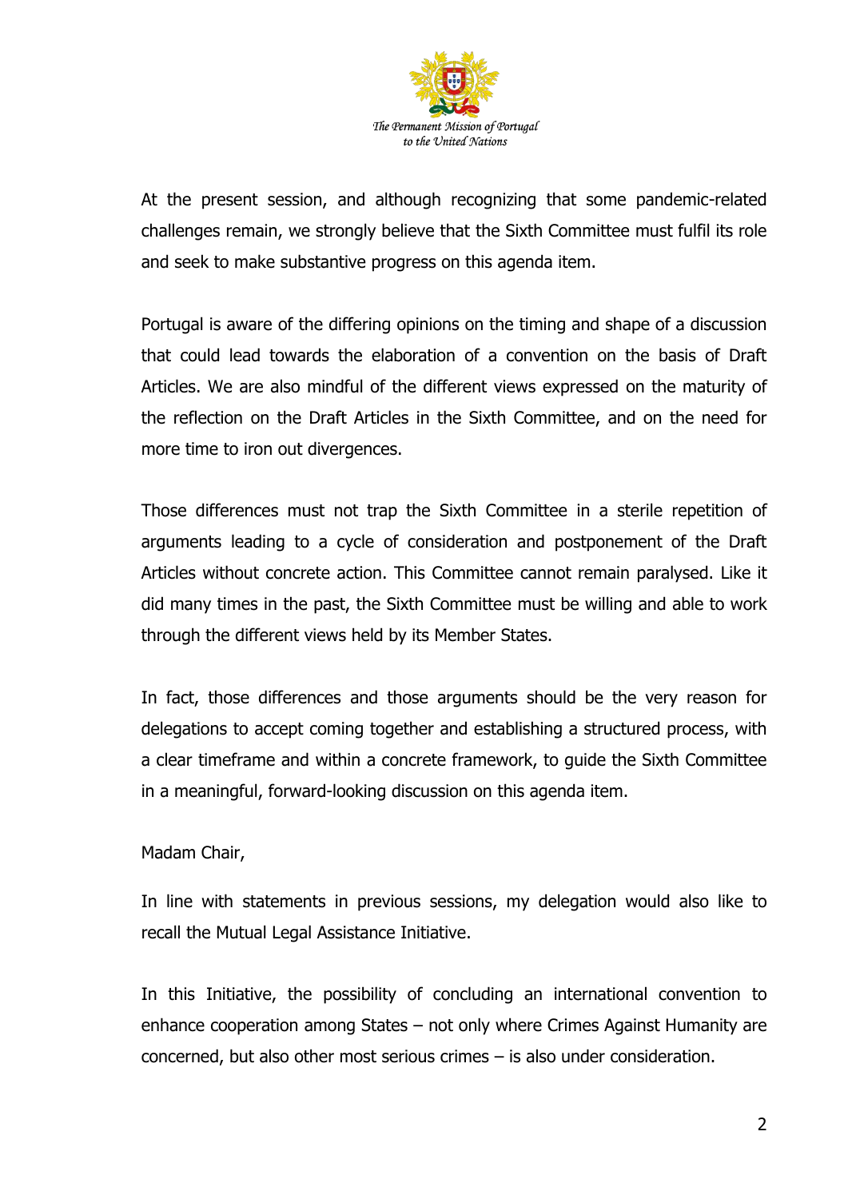At the present session, and although recognizing that some pandemic-related challenges remain, we strongly believe that the Sixth Committee must fulfil its role and seek to make substantive progress on this agenda item.

Portugal is aware of the differing opinions on the timing and shape of a discussion that could lead towards the elaboration of a convention on the basis of Draft Articles. We are also mindful of the different views expressed on the maturity of the reflection on the Draft Articles in the Sixth Committee, and on the need for more time to iron out divergences.

Those differences must not trap the Sixth Committee in a sterile repetition of arguments leading to a cycle of consideration and postponement of the Draft Articles without concrete action. This Committee cannot remain paralysed. Like it did many times in the past, the Sixth Committee must be willing and able to work through the different views held by its Member States.

In fact, those differences and those arguments should be the very reason for delegations to accept coming together and establishing a structured process, with a clear timeframe and within a concrete framework, to guide the Sixth Committee in a meaningful, forward-looking discussion on this agenda item.

Madam Chair,

In line with statements in previous sessions, my delegation would also like to recall the Mutual Legal Assistance Initiative.

In this Initiative, the possibility of concluding an international convention to enhance cooperation among States – not only where Crimes Against Humanity are concerned, but also other most serious crimes – is also under consideration.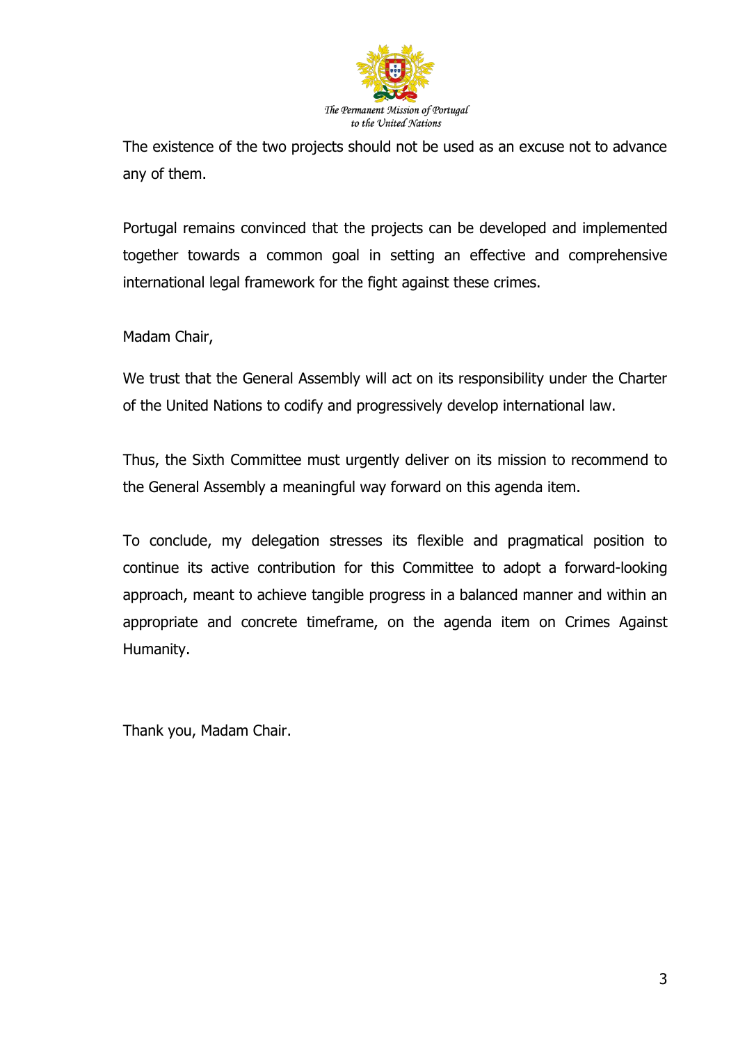The existence of the two projects should not be used as an excuse not to advance any of them.

Portugal remains convinced that the projects can be developed and implemented together towards a common goal in setting an effective and comprehensive international legal framework for the fight against these crimes.

Madam Chair,

We trust that the General Assembly will act on its responsibility under the Charter of the United Nations to codify and progressively develop international law.

Thus, the Sixth Committee must urgently deliver on its mission to recommend to the General Assembly a meaningful way forward on this agenda item.

To conclude, my delegation stresses its flexible and pragmatical position to continue its active contribution for this Committee to adopt a forward-looking approach, meant to achieve tangible progress in a balanced manner and within an appropriate and concrete timeframe, on the agenda item on Crimes Against Humanity.

Thank you, Madam Chair.